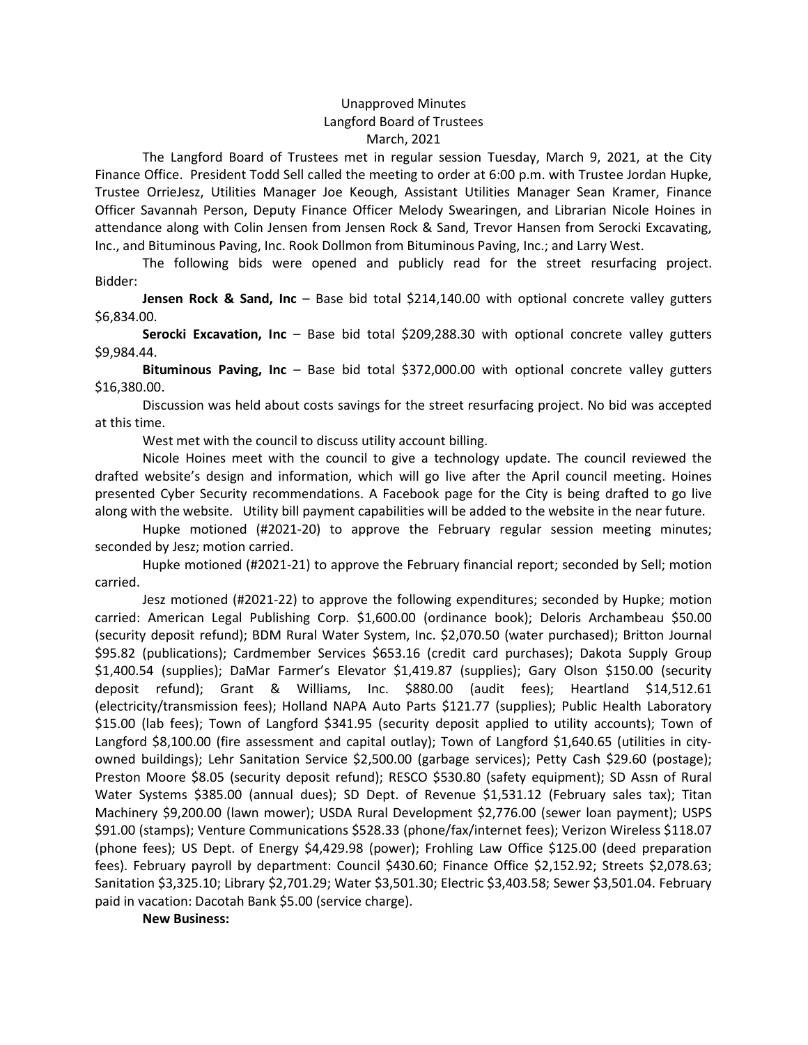Unapproved Minutes
Langford Board of Trustees
March, 2021

The Langford Board of Trustees met in regular session Tuesday, March 9, 2021, at the City Finance Office. President Todd Sell called the meeting to order at 6:00 p.m. with Trustee Jordan Hupke, Trustee OrrieJesz, Utilities Manager Joe Keough, Assistant Utilities Manager Sean Kramer, Finance Officer Savannah Person, Deputy Finance Officer Melody Swearingen, and Librarian Nicole Hoines in attendance along with Colin Jensen from Jensen Rock & Sand, Trevor Hansen from Serocki Excavating, Inc., and Bituminous Paving, Inc. Rook Dollmon from Bituminous Paving, Inc.; and Larry West.

The following bids were opened and publicly read for the street resurfacing project. Bidder:

**Jensen Rock & Sand, Inc** – Base bid total $214,140.00 with optional concrete valley gutters $6,834.00.

**Serocki Excavation, Inc** – Base bid total $209,288.30 with optional concrete valley gutters $9,984.44.

**Bituminous Paving, Inc** – Base bid total $372,000.00 with optional concrete valley gutters $16,380.00.

Discussion was held about costs savings for the street resurfacing project. No bid was accepted at this time.

West met with the council to discuss utility account billing.

Nicole Hoines meet with the council to give a technology update. The council reviewed the drafted website's design and information, which will go live after the April council meeting. Hoines presented Cyber Security recommendations. A Facebook page for the City is being drafted to go live along with the website. Utility bill payment capabilities will be added to the website in the near future.

Hupke motioned (#2021-20) to approve the February regular session meeting minutes; seconded by Jesz; motion carried.

Hupke motioned (#2021-21) to approve the February financial report; seconded by Sell; motion carried.

Jesz motioned (#2021-22) to approve the following expenditures; seconded by Hupke; motion carried: American Legal Publishing Corp. $1,600.00 (ordinance book); Deloris Archambeau $50.00 (security deposit refund); BDM Rural Water System, Inc. $2,070.50 (water purchased); Britton Journal $95.82 (publications); Cardmember Services $653.16 (credit card purchases); Dakota Supply Group $1,400.54 (supplies); DaMar Farmer's Elevator $1,419.87 (supplies); Gary Olson $150.00 (security deposit refund); Grant & Williams, Inc. $880.00 (audit fees); Heartland $14,512.61 (electricity/transmission fees); Holland NAPA Auto Parts $121.77 (supplies); Public Health Laboratory $15.00 (lab fees); Town of Langford $341.95 (security deposit applied to utility accounts); Town of Langford $8,100.00 (fire assessment and capital outlay); Town of Langford $1,640.65 (utilities in city-owned buildings); Lehr Sanitation Service $2,500.00 (garbage services); Petty Cash $29.60 (postage); Preston Moore $8.05 (security deposit refund); RESCO $530.80 (safety equipment); SD Assn of Rural Water Systems $385.00 (annual dues); SD Dept. of Revenue $1,531.12 (February sales tax); Titan Machinery $9,200.00 (lawn mower); USDA Rural Development $2,776.00 (sewer loan payment); USPS $91.00 (stamps); Venture Communications $528.33 (phone/fax/internet fees); Verizon Wireless $118.07 (phone fees); US Dept. of Energy $4,429.98 (power); Frohling Law Office $125.00 (deed preparation fees). February payroll by department: Council $430.60; Finance Office $2,152.92; Streets $2,078.63; Sanitation $3,325.10; Library $2,701.29; Water $3,501.30; Electric $3,403.58; Sewer $3,501.04. February paid in vacation: Dacotah Bank $5.00 (service charge).

**New Business:**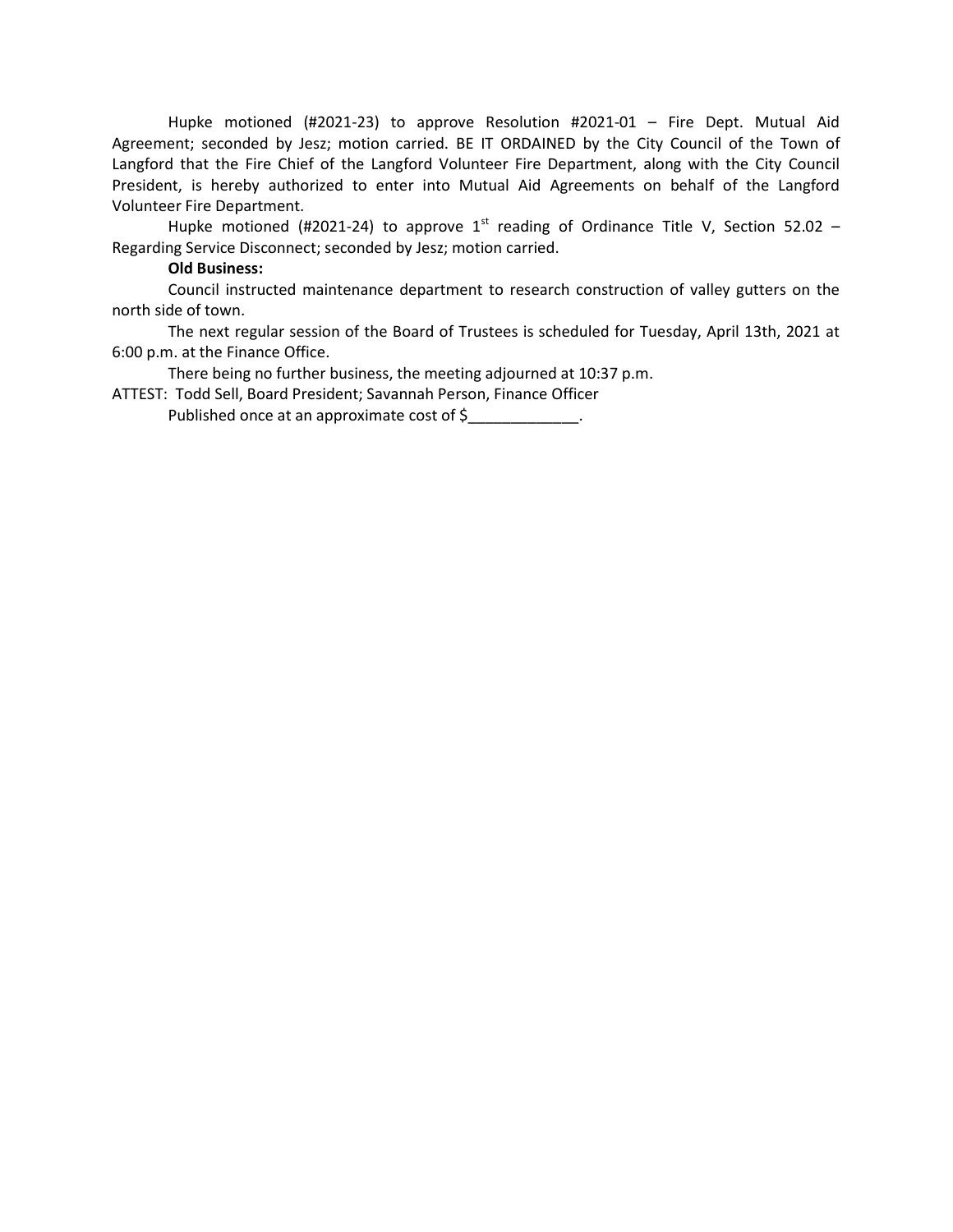Hupke motioned (#2021-23) to approve Resolution #2021-01 – Fire Dept. Mutual Aid Agreement; seconded by Jesz; motion carried. BE IT ORDAINED by the City Council of the Town of Langford that the Fire Chief of the Langford Volunteer Fire Department, along with the City Council President, is hereby authorized to enter into Mutual Aid Agreements on behalf of the Langford Volunteer Fire Department.

Hupke motioned (#2021-24) to approve 1st reading of Ordinance Title V, Section 52.02 – Regarding Service Disconnect; seconded by Jesz; motion carried.

**Old Business:**

Council instructed maintenance department to research construction of valley gutters on the north side of town.

The next regular session of the Board of Trustees is scheduled for Tuesday, April 13th, 2021 at 6:00 p.m. at the Finance Office.

There being no further business, the meeting adjourned at 10:37 p.m.

ATTEST: Todd Sell, Board President; Savannah Person, Finance Officer

Published once at an approximate cost of $_____________.